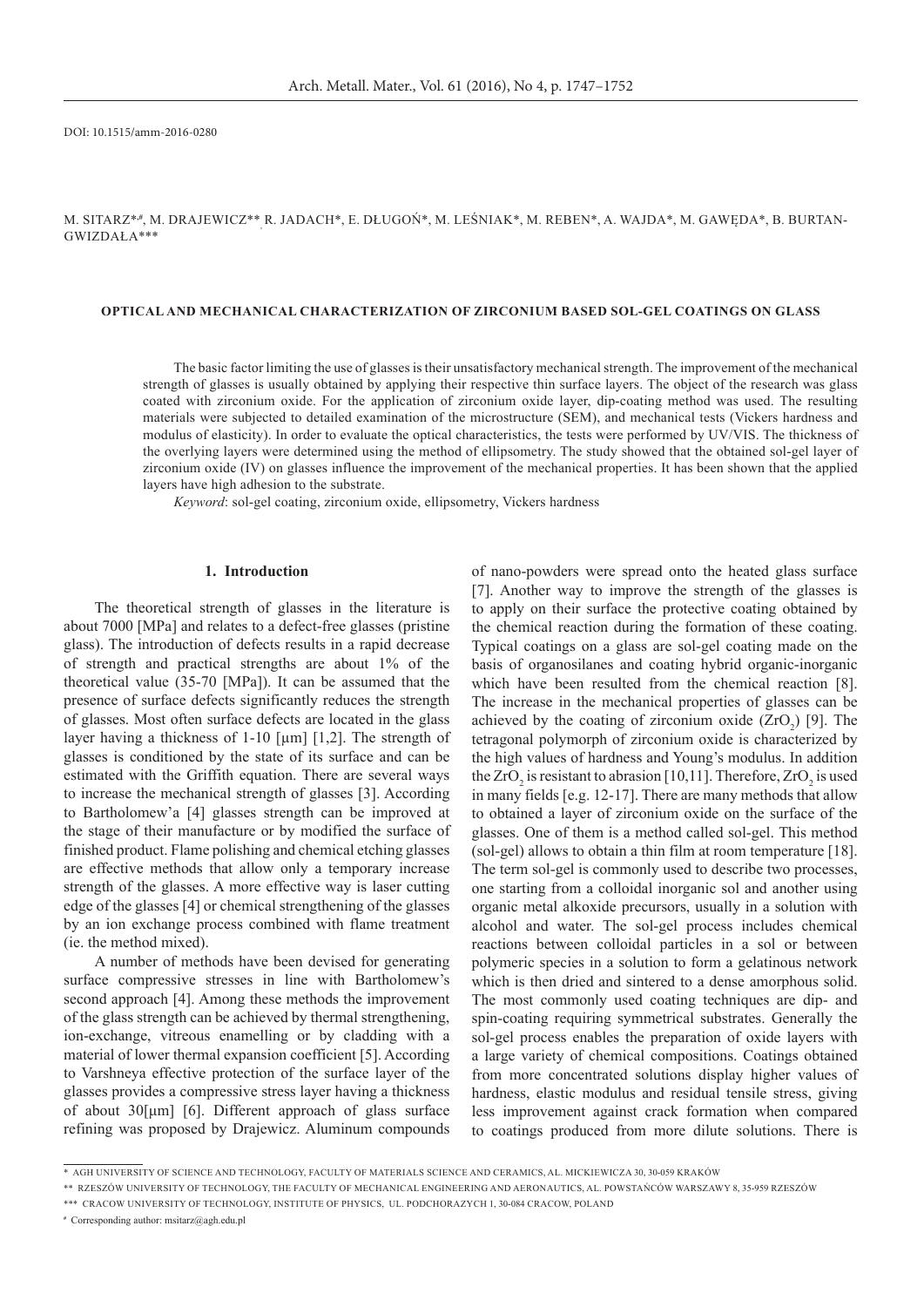DOI: 10.1515/amm-2016-0280

M. SITARZ*,#, M. DRAJEWICZ**, R. JADACH*, E. DŁUGOŃ*, M. LEŚNIAK*, M. REBEN*, A. WAJDA*, M. GAWĘDA*, B. BURTAN-GWIZDAŁA***

# OPTICAL AND MECHANICAL CHARACTERIZATION OF ZIRCONIUM BASED SOL-GEL COATINGS ON GLASS

The basic factor limiting the use of glasses is their unsatisfactory mechanical strength. The improvement of the mechanical strength of glasses is usually obtained by applying their respective thin surface layers. The object of the research was glass coated with zirconium oxide. For the application of zirconium oxide layer, dip-coating method was used. The resulting materials were subjected to detailed examination of the microstructure (SEM), and mechanical tests (Vickers hardness and modulus of elasticity). In order to evaluate the optical characteristics, the tests were performed by UV/VIS. The thickness of the overlying layers were determined using the method of ellipsometry. The study showed that the obtained sol-gel layer of zirconium oxide (IV) on glasses influence the improvement of the mechanical properties. It has been shown that the applied layers have high adhesion to the substrate.

*Keyword*: sol-gel coating, zirconium oxide, ellipsometry, Vickers hardness

## 1. Introduction

The theoretical strength of glasses in the literature is about 7000 [MPa] and relates to a defect-free glasses (pristine glass). The introduction of defects results in a rapid decrease of strength and practical strengths are about 1% of the theoretical value (35-70 [MPa]). It can be assumed that the presence of surface defects significantly reduces the strength of glasses. Most often surface defects are located in the glass layer having a thickness of 1-10 [μm] [1,2]. The strength of glasses is conditioned by the state of its surface and can be estimated with the Griffith equation. There are several ways to increase the mechanical strength of glasses [3]. According to Bartholomew'a [4] glasses strength can be improved at the stage of their manufacture or by modified the surface of finished product. Flame polishing and chemical etching glasses are effective methods that allow only a temporary increase strength of the glasses. A more effective way is laser cutting edge of the glasses [4] or chemical strengthening of the glasses by an ion exchange process combined with flame treatment (ie. the method mixed).

A number of methods have been devised for generating surface compressive stresses in line with Bartholomew's second approach [4]. Among these methods the improvement of the glass strength can be achieved by thermal strengthening, ion-exchange, vitreous enamelling or by cladding with a material of lower thermal expansion coefficient [5]. According to Varshneya effective protection of the surface layer of the glasses provides a compressive stress layer having a thickness of about 30[μm] [6]. Different approach of glass surface refining was proposed by Drajewicz. Aluminum compounds of nano-powders were spread onto the heated glass surface [7]. Another way to improve the strength of the glasses is to apply on their surface the protective coating obtained by the chemical reaction during the formation of these coating. Typical coatings on a glass are sol-gel coating made on the basis of organosilanes and coating hybrid organic-inorganic which have been resulted from the chemical reaction [8]. The increase in the mechanical properties of glasses can be achieved by the coating of zirconium oxide ($ZrO_2$) [9]. The tetragonal polymorph of zirconium oxide is characterized by the high values of hardness and Young's modulus. In addition the $ZrO_2$ is resistant to abrasion [10,11]. Therefore, $ZrO_2$ is used in many fields [e.g. 12-17]. There are many methods that allow to obtained a layer of zirconium oxide on the surface of the glasses. One of them is a method called sol-gel. This method (sol-gel) allows to obtain a thin film at room temperature [18]. The term sol-gel is commonly used to describe two processes, one starting from a colloidal inorganic sol and another using organic metal alkoxide precursors, usually in a solution with alcohol and water. The sol-gel process includes chemical reactions between colloidal particles in a sol or between polymeric species in a solution to form a gelatinous network which is then dried and sintered to a dense amorphous solid. The most commonly used coating techniques are dip- and spin-coating requiring symmetrical substrates. Generally the sol-gel process enables the preparation of oxide layers with a large variety of chemical compositions. Coatings obtained from more concentrated solutions display higher values of hardness, elastic modulus and residual tensile stress, giving less improvement against crack formation when compared to coatings produced from more dilute solutions. There is

\* AGH UNIVERSITY OF SCIENCE AND TECHNOLOGY, FACULTY OF MATERIALS SCIENCE AND CERAMICS, AL. MICKIEWICZA 30, 30-059 KRAKÓW

\*\* RZESZÓW UNIVERSITY OF TECHNOLOGY, THE FACULTY OF MECHANICAL ENGINEERING AND AERONAUTICS, AL. POWSTAŃCÓW WARSZAWY 8, 35-959 RZESZÓW

\*\*\* CRACOW UNIVERSITY OF TECHNOLOGY, INSTITUTE OF PHYSICS, UL. PODCHORAZYCH 1, 30-084 CRACOW, POLAND

\# Corresponding author: msitarz@agh.edu.pl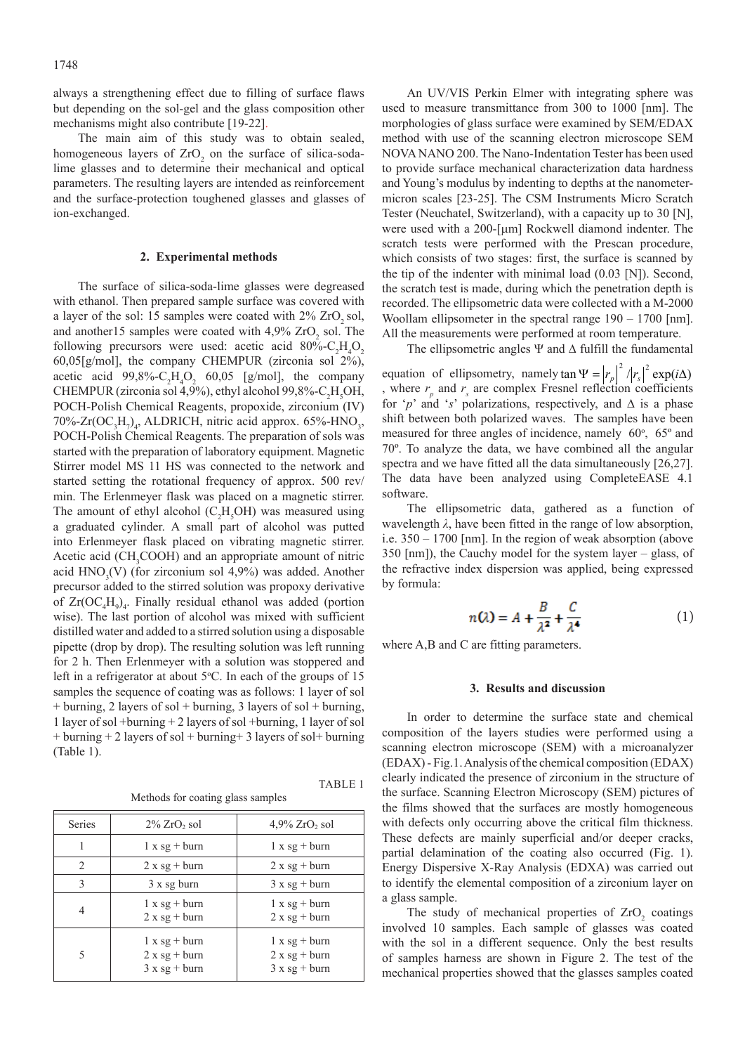always a strengthening effect due to filling of surface flaws but depending on the sol-gel and the glass composition other mechanisms might also contribute [19-22].

The main aim of this study was to obtain sealed, homogeneous layers of $ZrO_2$ on the surface of silica-soda-lime glasses and to determine their mechanical and optical parameters. The resulting layers are intended as reinforcement and the surface-protection toughened glasses and glasses of ion-exchanged.

## 2. Experimental methods

The surface of silica-soda-lime glasses were degreased with ethanol. Then prepared sample surface was covered with a layer of the sol: 15 samples were coated with 2% $ZrO_2$ sol, and another15 samples were coated with 4,9% $ZrO_2$ sol. The following precursors were used: acetic acid 80%-$C_2H_4O_2$ 60,05[g/mol], the company CHEMPUR (zirconia sol 2%), acetic acid 99,8%-$C_2H_4O_2$ 60,05 [g/mol], the company CHEMPUR (zirconia sol 4,9%), ethyl alcohol 99,8%-$C_2H_5OH$, POCH-Polish Chemical Reagents, propoxide, zirconium (IV) 70%-$Zr(OC_3H_7)_4$, ALDRICH, nitric acid approx. 65%-$HNO_3$, POCH-Polish Chemical Reagents. The preparation of sols was started with the preparation of laboratory equipment. Magnetic Stirrer model MS 11 HS was connected to the network and started setting the rotational frequency of approx. 500 rev/min. The Erlenmeyer flask was placed on a magnetic stirrer. The amount of ethyl alcohol ($C_2H_5OH$) was measured using a graduated cylinder. A small part of alcohol was putted into Erlenmeyer flask placed on vibrating magnetic stirrer. Acetic acid ($CH_3COOH$) and an appropriate amount of nitric acid $HNO_3$(V) (for zirconium sol 4,9%) was added. Another precursor added to the stirred solution was propoxy derivative of $Zr(OC_4H_9)_4$. Finally residual ethanol was added (portion wise). The last portion of alcohol was mixed with sufficient distilled water and added to a stirred solution using a disposable pipette (drop by drop). The resulting solution was left running for 2 h. Then Erlenmeyer with a solution was stoppered and left in a refrigerator at about 5°C. In each of the groups of 15 samples the sequence of coating was as follows: 1 layer of sol + burning, 2 layers of sol + burning, 3 layers of sol + burning, 1 layer of sol +burning + 2 layers of sol +burning, 1 layer of sol + burning + 2 layers of sol + burning+ 3 layers of sol+ burning (Table 1).

TABLE 1

Methods for coating glass samples

| Series | 2% $ZrO_2$ sol | 4,9% $ZrO_2$ sol |
|---|---|---|
| 1 | 1 x sg + burn | 1 x sg + burn |
| 2 | 2 x sg + burn | 2 x sg + burn |
| 3 | 3 x sg burn | 3 x sg + burn |
| 4 | 1 x sg + burn<br>2 x sg + burn | 1 x sg + burn<br>2 x sg + burn |
| 5 | 1 x sg + burn<br>2 x sg + burn<br>3 x sg + burn | 1 x sg + burn<br>2 x sg + burn<br>3 x sg + burn |

An UV/VIS Perkin Elmer with integrating sphere was used to measure transmittance from 300 to 1000 [nm]. The morphologies of glass surface were examined by SEM/EDAX method with use of the scanning electron microscope SEM NOVA NANO 200. The Nano-Indentation Tester has been used to provide surface mechanical characterization data hardness and Young's modulus by indenting to depths at the nanometer-micron scales [23-25]. The CSM Instruments Micro Scratch Tester (Neuchatel, Switzerland), with a capacity up to 30 [N], were used with a 200-[μm] Rockwell diamond indenter. The scratch tests were performed with the Prescan procedure, which consists of two stages: first, the surface is scanned by the tip of the indenter with minimal load (0.03 [N]). Second, the scratch test is made, during which the penetration depth is recorded. The ellipsometric data were collected with a M-2000 Woollam ellipsometer in the spectral range 190 – 1700 [nm]. All the measurements were performed at room temperature.

The ellipsometric angles Ψ and Δ fulfill the fundamental equation of ellipsometry, namely $\tan\Psi = |r_p|^2 / |r_s|^2 \exp(i\Delta)$, where $r_p$ and $r_s$ are complex Fresnel reflection coefficients for '*p*' and '*s*' polarizations, respectively, and Δ is a phase shift between both polarized waves. The samples have been measured for three angles of incidence, namely 60°, 65° and 70°. To analyze the data, we have combined all the angular spectra and we have fitted all the data simultaneously [26,27]. The data have been analyzed using CompleteEASE 4.1 software.

The ellipsometric data, gathered as a function of wavelength *λ*, have been fitted in the range of low absorption, i.e. 350 – 1700 [nm]. In the region of weak absorption (above 350 [nm]), the Cauchy model for the system layer – glass, of the refractive index dispersion was applied, being expressed by formula:

$$n(\lambda) = A + \frac{B}{\lambda^2} + \frac{C}{\lambda^4} \tag{1}$$

where A,B and C are fitting parameters.

## 3. Results and discussion

In order to determine the surface state and chemical composition of the layers studies were performed using a scanning electron microscope (SEM) with a microanalyzer (EDAX) - Fig.1. Analysis of the chemical composition (EDAX) clearly indicated the presence of zirconium in the structure of the surface. Scanning Electron Microscopy (SEM) pictures of the films showed that the surfaces are mostly homogeneous with defects only occurring above the critical film thickness. These defects are mainly superficial and/or deeper cracks, partial delamination of the coating also occurred (Fig. 1). Energy Dispersive X-Ray Analysis (EDXA) was carried out to identify the elemental composition of a zirconium layer on a glass sample.

The study of mechanical properties of $ZrO_2$ coatings involved 10 samples. Each sample of glasses was coated with the sol in a different sequence. Only the best results of samples harness are shown in Figure 2. The test of the mechanical properties showed that the glasses samples coated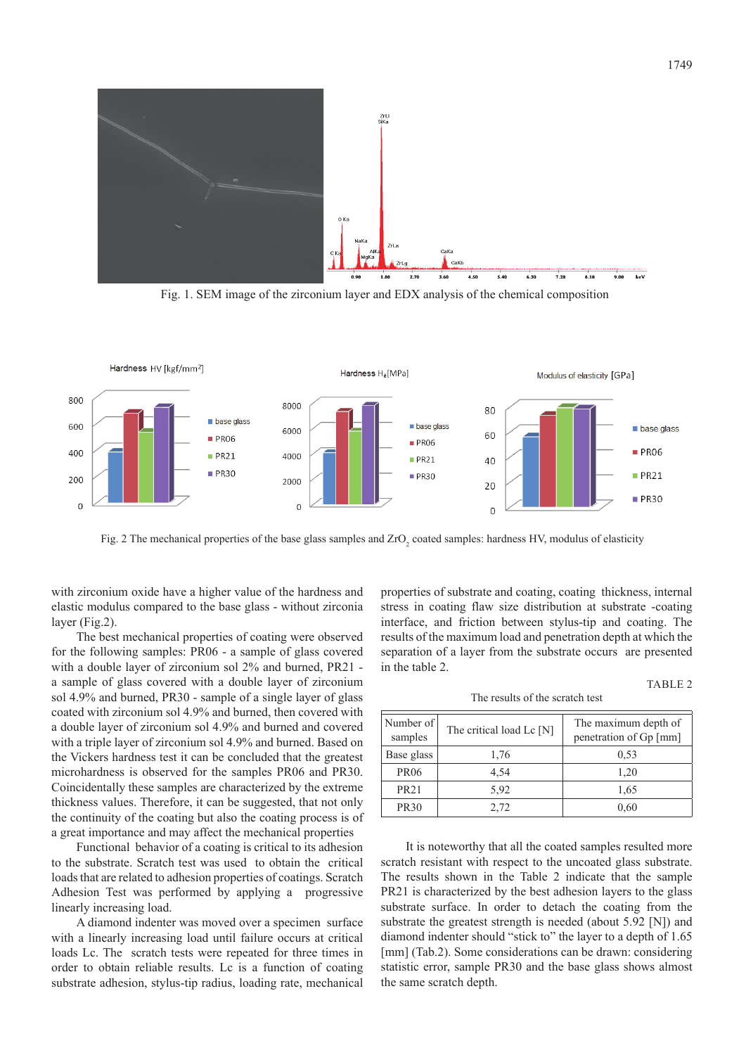Fig. 1. SEM image of the zirconium layer and EDX analysis of the chemical composition

Fig. 2 The mechanical properties of the base glass samples and $ZrO_2$ coated samples: hardness HV, modulus of elasticity

with zirconium oxide have a higher value of the hardness and elastic modulus compared to the base glass - without zirconia layer (Fig.2).

The best mechanical properties of coating were observed for the following samples: PR06 - a sample of glass covered with a double layer of zirconium sol 2% and burned, PR21 - a sample of glass covered with a double layer of zirconium sol 4.9% and burned, PR30 - sample of a single layer of glass coated with zirconium sol 4.9% and burned, then covered with a double layer of zirconium sol 4.9% and burned and covered with a triple layer of zirconium sol 4.9% and burned. Based on the Vickers hardness test it can be concluded that the greatest microhardness is observed for the samples PR06 and PR30. Coincidentally these samples are characterized by the extreme thickness values. Therefore, it can be suggested, that not only the continuity of the coating but also the coating process is of a great importance and may affect the mechanical properties

Functional behavior of a coating is critical to its adhesion to the substrate. Scratch test was used to obtain the critical loads that are related to adhesion properties of coatings. Scratch Adhesion Test was performed by applying a progressive linearly increasing load.

A diamond indenter was moved over a specimen surface with a linearly increasing load until failure occurs at critical loads Lc. The scratch tests were repeated for three times in order to obtain reliable results. Lc is a function of coating substrate adhesion, stylus-tip radius, loading rate, mechanical properties of substrate and coating, coating thickness, internal stress in coating flaw size distribution at substrate -coating interface, and friction between stylus-tip and coating. The results of the maximum load and penetration depth at which the separation of a layer from the substrate occurs are presented in the table 2.

TABLE 2

The results of the scratch test

| Number of samples | The critical load Lc [N] | The maximum depth of penetration of Gp [mm] |
|---|---|---|
| Base glass | 1,76 | 0,53 |
| PR06 | 4,54 | 1,20 |
| PR21 | 5,92 | 1,65 |
| PR30 | 2,72 | 0,60 |

It is noteworthy that all the coated samples resulted more scratch resistant with respect to the uncoated glass substrate. The results shown in the Table 2 indicate that the sample PR21 is characterized by the best adhesion layers to the glass substrate surface. In order to detach the coating from the substrate the greatest strength is needed (about 5.92 [N]) and diamond indenter should "stick to" the layer to a depth of 1.65 [mm] (Tab.2). Some considerations can be drawn: considering statistic error, sample PR30 and the base glass shows almost the same scratch depth.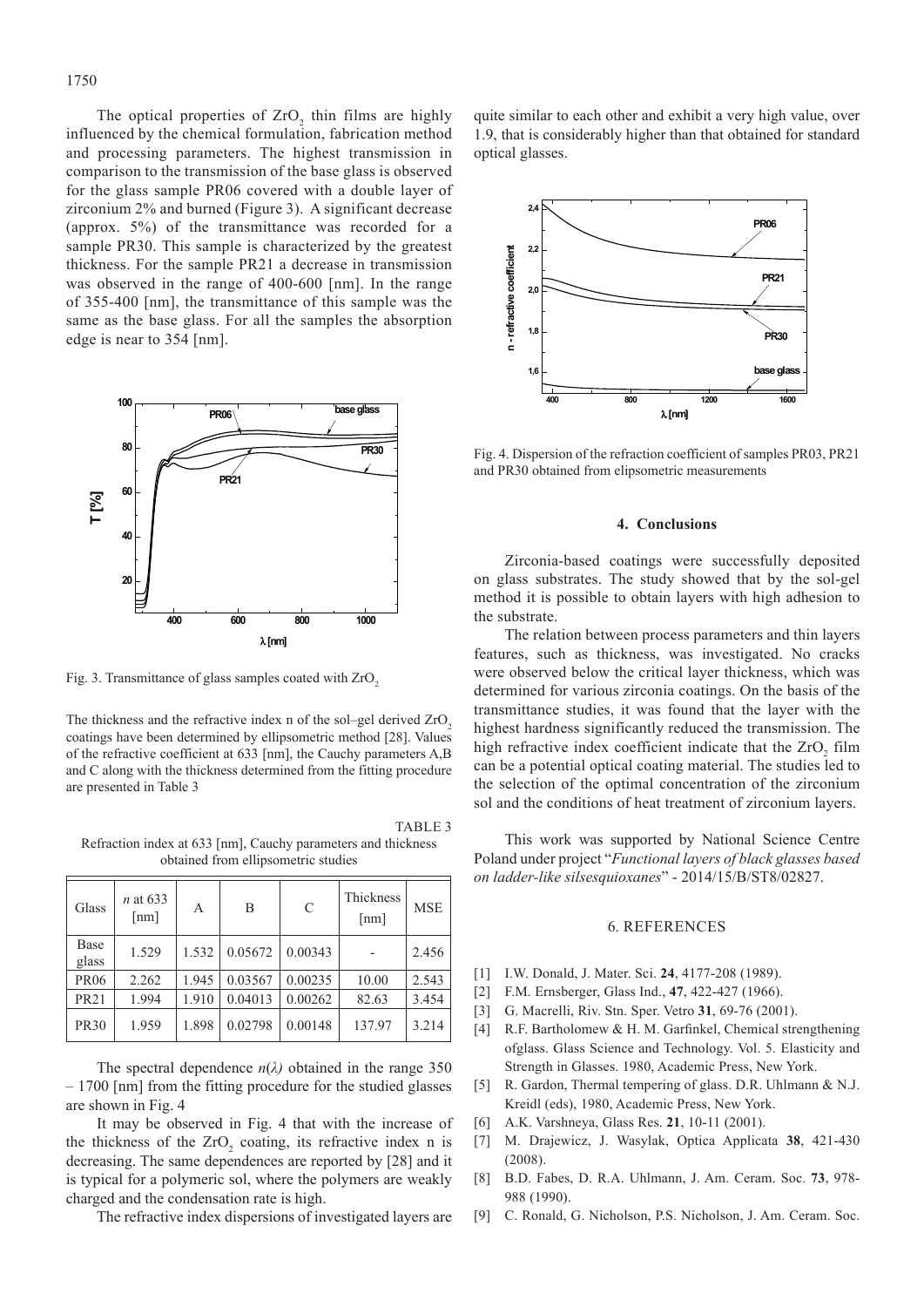The optical properties of $ZrO_2$ thin films are highly influenced by the chemical formulation, fabrication method and processing parameters. The highest transmission in comparison to the transmission of the base glass is observed for the glass sample PR06 covered with a double layer of zirconium 2% and burned (Figure 3). A significant decrease (approx. 5%) of the transmittance was recorded for a sample PR30. This sample is characterized by the greatest thickness. For the sample PR21 a decrease in transmission was observed in the range of 400-600 [nm]. In the range of 355-400 [nm], the transmittance of this sample was the same as the base glass. For all the samples the absorption edge is near to 354 [nm].

Fig. 3. Transmittance of glass samples coated with $ZrO_2$

The thickness and the refractive index n of the sol–gel derived $ZrO_2$ coatings have been determined by ellipsometric method [28]. Values of the refractive coefficient at 633 [nm], the Cauchy parameters A,B and C along with the thickness determined from the fitting procedure are presented in Table 3

TABLE 3
Refraction index at 633 [nm], Cauchy parameters and thickness obtained from ellipsometric studies

| Glass | *n* at 633 [nm] | A | B | C | Thickness [nm] | MSE |
|---|---|---|---|---|---|---|
| Base glass | 1.529 | 1.532 | 0.05672 | 0.00343 | - | 2.456 |
| PR06 | 2.262 | 1.945 | 0.03567 | 0.00235 | 10.00 | 2.543 |
| PR21 | 1.994 | 1.910 | 0.04013 | 0.00262 | 82.63 | 3.454 |
| PR30 | 1.959 | 1.898 | 0.02798 | 0.00148 | 137.97 | 3.214 |

The spectral dependence $n(\lambda)$ obtained in the range 350 – 1700 [nm] from the fitting procedure for the studied glasses are shown in Fig. 4

It may be observed in Fig. 4 that with the increase of the thickness of the $ZrO_2$ coating, its refractive index n is decreasing. The same dependences are reported by [28] and it is typical for a polymeric sol, where the polymers are weakly charged and the condensation rate is high.

The refractive index dispersions of investigated layers are quite similar to each other and exhibit a very high value, over 1.9, that is considerably higher than that obtained for standard optical glasses.

Fig. 4. Dispersion of the refraction coefficient of samples PR03, PR21 and PR30 obtained from elipsometric measurements

## 4. Conclusions

Zirconia-based coatings were successfully deposited on glass substrates. The study showed that by the sol-gel method it is possible to obtain layers with high adhesion to the substrate.

The relation between process parameters and thin layers features, such as thickness, was investigated. No cracks were observed below the critical layer thickness, which was determined for various zirconia coatings. On the basis of the transmittance studies, it was found that the layer with the highest hardness significantly reduced the transmission. The high refractive index coefficient indicate that the $ZrO_2$ film can be a potential optical coating material. The studies led to the selection of the optimal concentration of the zirconium sol and the conditions of heat treatment of zirconium layers.

This work was supported by National Science Centre Poland under project "*Functional layers of black glasses based on ladder-like silsesquioxanes*" - 2014/15/B/ST8/02827.

## 6. REFERENCES

[1] I.W. Donald, J. Mater. Sci. **24**, 4177-208 (1989).

[2] F.M. Ernsberger, Glass Ind., **47**, 422-427 (1966).

[3] G. Macrelli, Riv. Stn. Sper. Vetro **31**, 69-76 (2001).

[4] R.F. Bartholomew & H. M. Garfinkel, Chemical strengthening ofglass. Glass Science and Technology. Vol. 5. Elasticity and Strength in Glasses. 1980, Academic Press, New York.

[5] R. Gardon, Thermal tempering of glass. D.R. Uhlmann & N.J. Kreidl (eds), 1980, Academic Press, New York.

[6] A.K. Varshneya, Glass Res. **21**, 10-11 (2001).

[7] M. Drajewicz, J. Wasylak, Optica Applicata **38**, 421-430 (2008).

[8] B.D. Fabes, D. R.A. Uhlmann, J. Am. Ceram. Soc. **73**, 978-988 (1990).

[9] C. Ronald, G. Nicholson, P.S. Nicholson, J. Am. Ceram. Soc.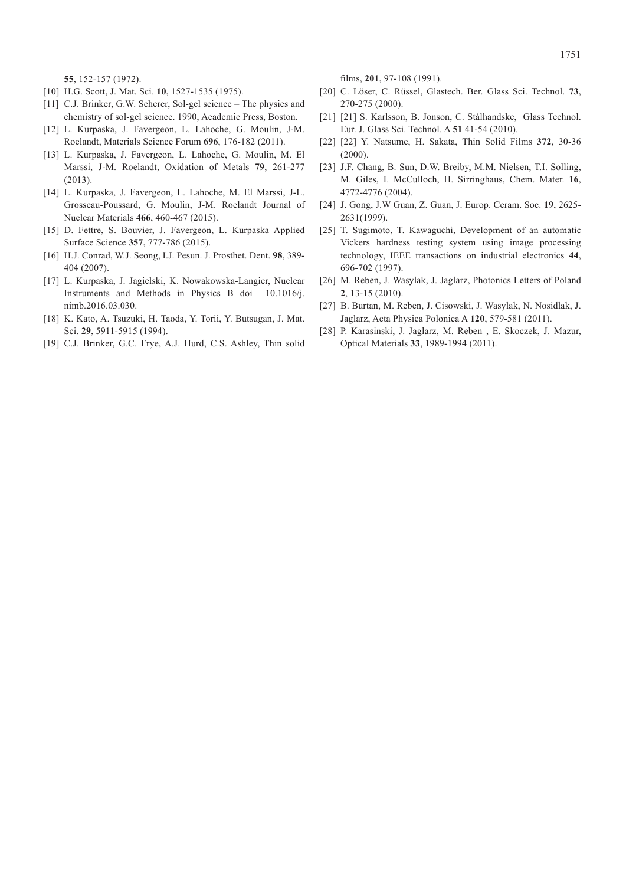**55**, 152-157 (1972).

[10] H.G. Scott, J. Mat. Sci. **10**, 1527-1535 (1975).

[11] C.J. Brinker, G.W. Scherer, Sol-gel science – The physics and chemistry of sol-gel science. 1990, Academic Press, Boston.

[12] L. Kurpaska, J. Favergeon, L. Lahoche, G. Moulin, J-M. Roelandt, Materials Science Forum **696**, 176-182 (2011).

[13] L. Kurpaska, J. Favergeon, L. Lahoche, G. Moulin, M. El Marssi, J-M. Roelandt, Oxidation of Metals **79**, 261-277 (2013).

[14] L. Kurpaska, J. Favergeon, L. Lahoche, M. El Marssi, J-L. Grosseau-Poussard, G. Moulin, J-M. Roelandt Journal of Nuclear Materials **466**, 460-467 (2015).

[15] D. Fettre, S. Bouvier, J. Favergeon, L. Kurpaska Applied Surface Science **357**, 777-786 (2015).

[16] H.J. Conrad, W.J. Seong, I.J. Pesun. J. Prosthet. Dent. **98**, 389-404 (2007).

[17] L. Kurpaska, J. Jagielski, K. Nowakowska-Langier, Nuclear Instruments and Methods in Physics B doi 10.1016/j.nimb.2016.03.030.

[18] K. Kato, A. Tsuzuki, H. Taoda, Y. Torii, Y. Butsugan, J. Mat. Sci. **29**, 5911-5915 (1994).

[19] C.J. Brinker, G.C. Frye, A.J. Hurd, C.S. Ashley, Thin solid films, **201**, 97-108 (1991).

[20] C. Löser, C. Rüssel, Glastech. Ber. Glass Sci. Technol. **73**, 270-275 (2000).

[21] [21] S. Karlsson, B. Jonson, C. Stålhandske, Glass Technol. Eur. J. Glass Sci. Technol. A **51** 41-54 (2010).

[22] [22] Y. Natsume, H. Sakata, Thin Solid Films **372**, 30-36 (2000).

[23] J.F. Chang, B. Sun, D.W. Breiby, M.M. Nielsen, T.I. Solling, M. Giles, I. McCulloch, H. Sirringhaus, Chem. Mater. **16**, 4772-4776 (2004).

[24] J. Gong, J.W Guan, Z. Guan, J. Europ. Ceram. Soc. **19**, 2625-2631(1999).

[25] T. Sugimoto, T. Kawaguchi, Development of an automatic Vickers hardness testing system using image processing technology, IEEE transactions on industrial electronics **44**, 696-702 (1997).

[26] M. Reben, J. Wasylak, J. Jaglarz, Photonics Letters of Poland **2**, 13-15 (2010).

[27] B. Burtan, M. Reben, J. Cisowski, J. Wasylak, N. Nosidlak, J. Jaglarz, Acta Physica Polonica A **120**, 579-581 (2011).

[28] P. Karasinski, J. Jaglarz, M. Reben , E. Skoczek, J. Mazur, Optical Materials **33**, 1989-1994 (2011).